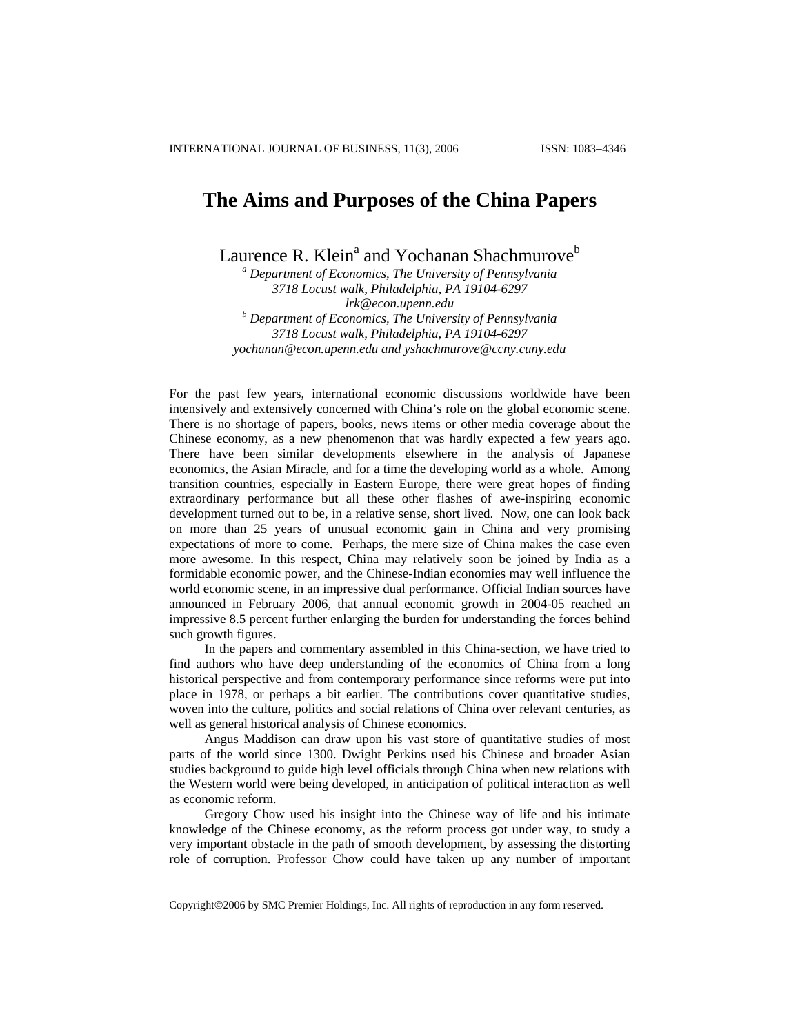# The Aims and Purposes of the China Papers

Laurence R. Klein[a] and Yochanan Shachmurove[b]

[a] *Department of Economics, The University of Pennsylvania*
*3718 Locust walk, Philadelphia, PA 19104-6297*
*lrk@econ.upenn.edu*
[b] *Department of Economics, The University of Pennsylvania*
*3718 Locust walk, Philadelphia, PA 19104-6297*
*yochanan@econ.upenn.edu and yshachmurove@ccny.cuny.edu*

For the past few years, international economic discussions worldwide have been intensively and extensively concerned with China's role on the global economic scene. There is no shortage of papers, books, news items or other media coverage about the Chinese economy, as a new phenomenon that was hardly expected a few years ago. There have been similar developments elsewhere in the analysis of Japanese economics, the Asian Miracle, and for a time the developing world as a whole. Among transition countries, especially in Eastern Europe, there were great hopes of finding extraordinary performance but all these other flashes of awe-inspiring economic development turned out to be, in a relative sense, short lived. Now, one can look back on more than 25 years of unusual economic gain in China and very promising expectations of more to come. Perhaps, the mere size of China makes the case even more awesome. In this respect, China may relatively soon be joined by India as a formidable economic power, and the Chinese-Indian economies may well influence the world economic scene, in an impressive dual performance. Official Indian sources have announced in February 2006, that annual economic growth in 2004-05 reached an impressive 8.5 percent further enlarging the burden for understanding the forces behind such growth figures.

In the papers and commentary assembled in this China-section, we have tried to find authors who have deep understanding of the economics of China from a long historical perspective and from contemporary performance since reforms were put into place in 1978, or perhaps a bit earlier. The contributions cover quantitative studies, woven into the culture, politics and social relations of China over relevant centuries, as well as general historical analysis of Chinese economics.

Angus Maddison can draw upon his vast store of quantitative studies of most parts of the world since 1300. Dwight Perkins used his Chinese and broader Asian studies background to guide high level officials through China when new relations with the Western world were being developed, in anticipation of political interaction as well as economic reform.

Gregory Chow used his insight into the Chinese way of life and his intimate knowledge of the Chinese economy, as the reform process got under way, to study a very important obstacle in the path of smooth development, by assessing the distorting role of corruption. Professor Chow could have taken up any number of important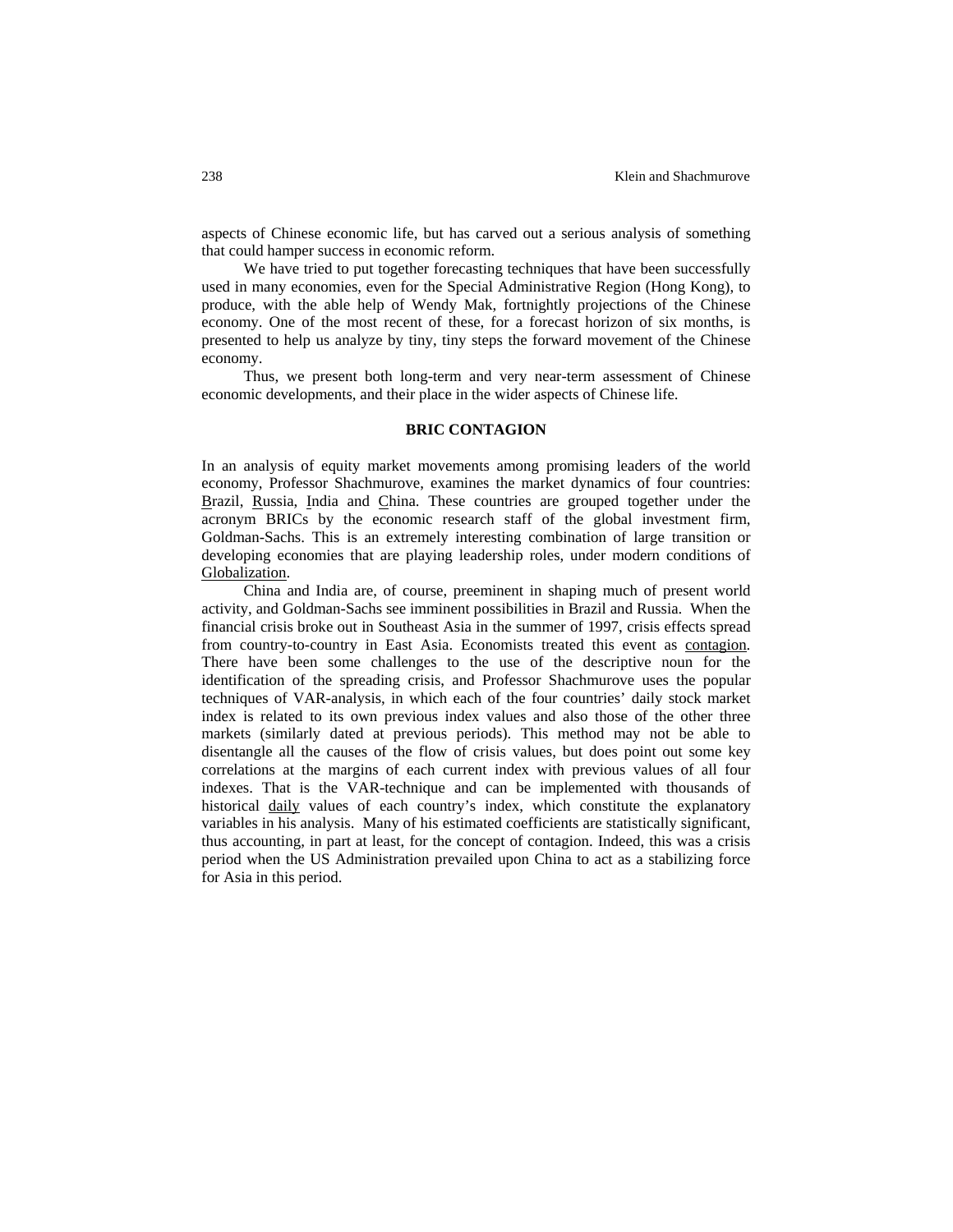aspects of Chinese economic life, but has carved out a serious analysis of something that could hamper success in economic reform.

We have tried to put together forecasting techniques that have been successfully used in many economies, even for the Special Administrative Region (Hong Kong), to produce, with the able help of Wendy Mak, fortnightly projections of the Chinese economy. One of the most recent of these, for a forecast horizon of six months, is presented to help us analyze by tiny, tiny steps the forward movement of the Chinese economy.

Thus, we present both long-term and very near-term assessment of Chinese economic developments, and their place in the wider aspects of Chinese life.

## BRIC CONTAGION

In an analysis of equity market movements among promising leaders of the world economy, Professor Shachmurove, examines the market dynamics of four countries: Brazil, Russia, India and China. These countries are grouped together under the acronym BRICs by the economic research staff of the global investment firm, Goldman-Sachs. This is an extremely interesting combination of large transition or developing economies that are playing leadership roles, under modern conditions of Globalization.

China and India are, of course, preeminent in shaping much of present world activity, and Goldman-Sachs see imminent possibilities in Brazil and Russia. When the financial crisis broke out in Southeast Asia in the summer of 1997, crisis effects spread from country-to-country in East Asia. Economists treated this event as contagion. There have been some challenges to the use of the descriptive noun for the identification of the spreading crisis, and Professor Shachmurove uses the popular techniques of VAR-analysis, in which each of the four countries' daily stock market index is related to its own previous index values and also those of the other three markets (similarly dated at previous periods). This method may not be able to disentangle all the causes of the flow of crisis values, but does point out some key correlations at the margins of each current index with previous values of all four indexes. That is the VAR-technique and can be implemented with thousands of historical daily values of each country's index, which constitute the explanatory variables in his analysis. Many of his estimated coefficients are statistically significant, thus accounting, in part at least, for the concept of contagion. Indeed, this was a crisis period when the US Administration prevailed upon China to act as a stabilizing force for Asia in this period.